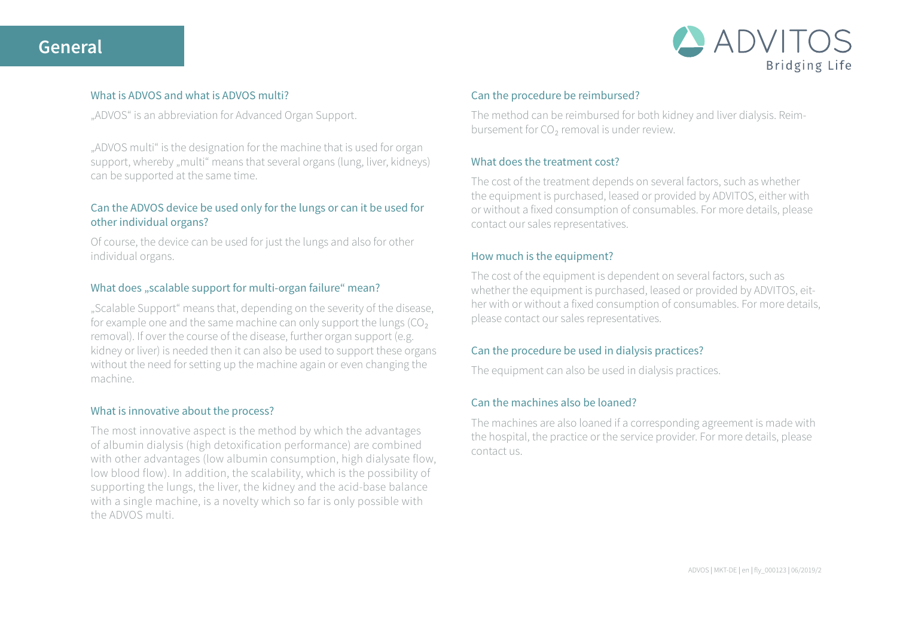# General

ADVITOS
Bridging Life

### What is ADVOS and what is ADVOS multi?

„ADVOS" is an abbreviation for Advanced Organ Support.

„ADVOS multi" is the designation for the machine that is used for organ support, whereby „multi" means that several organs (lung, liver, kidneys) can be supported at the same time.

### Can the ADVOS device be used only for the lungs or can it be used for other individual organs?

Of course, the device can be used for just the lungs and also for other individual organs.

### What does „scalable support for multi-organ failure" mean?

„Scalable Support" means that, depending on the severity of the disease, for example one and the same machine can only support the lungs ($CO_2$ removal). If over the course of the disease, further organ support (e.g. kidney or liver) is needed then it can also be used to support these organs without the need for setting up the machine again or even changing the machine.

### What is innovative about the process?

The most innovative aspect is the method by which the advantages of albumin dialysis (high detoxification performance) are combined with other advantages (low albumin consumption, high dialysate flow, low blood flow). In addition, the scalability, which is the possibility of supporting the lungs, the liver, the kidney and the acid-base balance with a single machine, is a novelty which so far is only possible with the ADVOS multi.

### Can the procedure be reimbursed?

The method can be reimbursed for both kidney and liver dialysis. Reimbursement for $CO_2$ removal is under review.

### What does the treatment cost?

The cost of the treatment depends on several factors, such as whether the equipment is purchased, leased or provided by ADVITOS, either with or without a fixed consumption of consumables. For more details, please contact our sales representatives.

### How much is the equipment?

The cost of the equipment is dependent on several factors, such as whether the equipment is purchased, leased or provided by ADVITOS, either with or without a fixed consumption of consumables. For more details, please contact our sales representatives.

### Can the procedure be used in dialysis practices?

The equipment can also be used in dialysis practices.

### Can the machines also be loaned?

The machines are also loaned if a corresponding agreement is made with the hospital, the practice or the service provider. For more details, please contact us.

ADVOS | MKT-DE | en | fly_000123 | 06/2019/2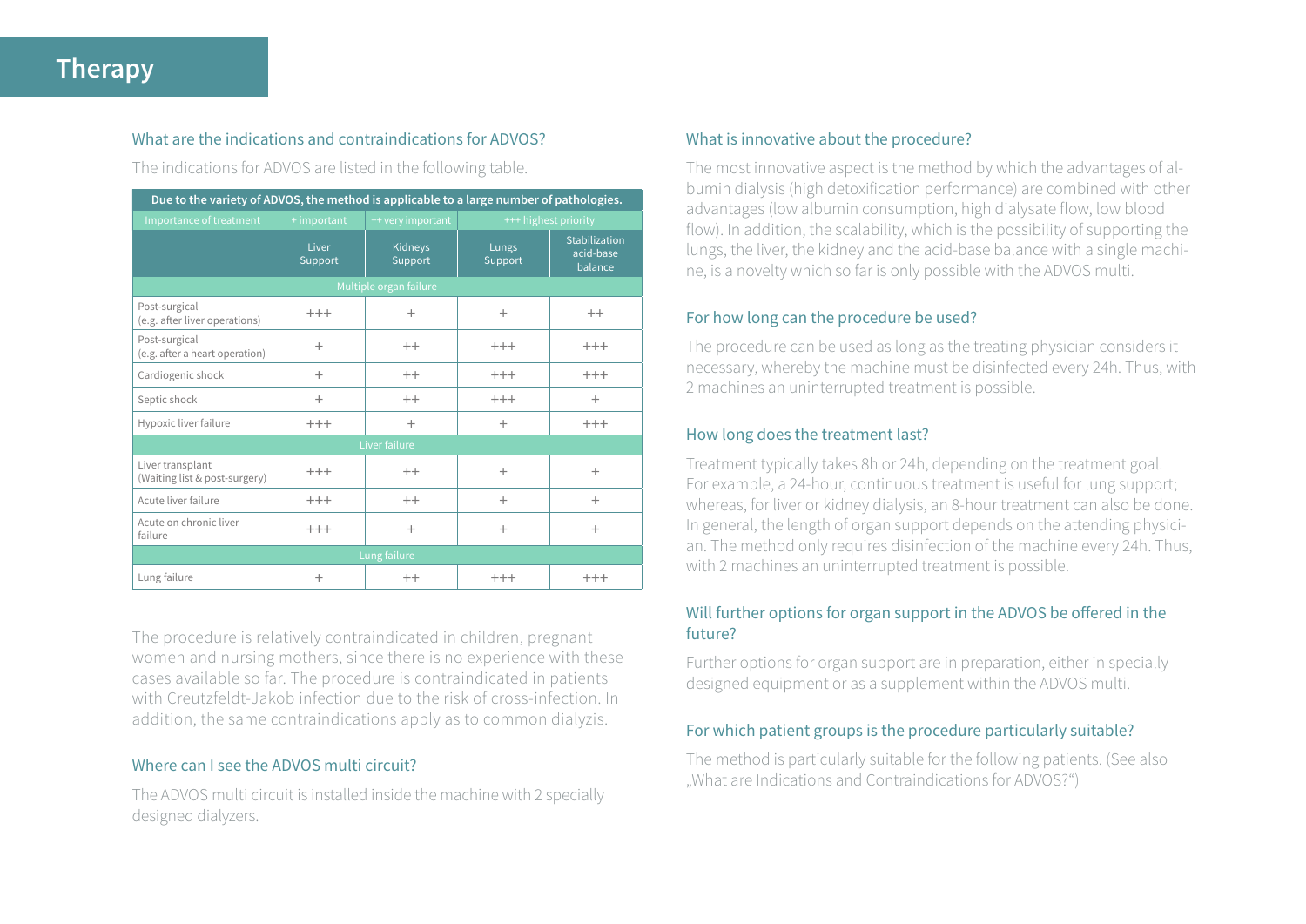# Therapy

## What are the indications and contraindications for ADVOS?

The indications for ADVOS are listed in the following table.

| Due to the variety of ADVOS, the method is applicable to a large number of pathologies. | | | | |
|---|---|---|---|---|
| Importance of treatment | + important | ++ very important | +++ highest priority | |
| | Liver Support | Kidneys Support | Lungs Support | Stabilization acid-base balance |
| Multiple organ failure | | | | |
| Post-surgical (e.g. after liver operations) | +++ | + | + | ++ |
| Post-surgical (e.g. after a heart operation) | + | ++ | +++ | +++ |
| Cardiogenic shock | + | ++ | +++ | +++ |
| Septic shock | + | ++ | +++ | + |
| Hypoxic liver failure | +++ | + | + | +++ |
| Liver failure | | | | |
| Liver transplant (Waiting list & post-surgery) | +++ | ++ | + | + |
| Acute liver failure | +++ | ++ | + | + |
| Acute on chronic liver failure | +++ | + | + | + |
| Lung failure | | | | |
| Lung failure | + | ++ | +++ | +++ |

The procedure is relatively contraindicated in children, pregnant women and nursing mothers, since there is no experience with these cases available so far. The procedure is contraindicated in patients with Creutzfeldt-Jakob infection due to the risk of cross-infection. In addition, the same contraindications apply as to common dialyzis.

## Where can I see the ADVOS multi circuit?

The ADVOS multi circuit is installed inside the machine with 2 specially designed dialyzers.

## What is innovative about the procedure?

The most innovative aspect is the method by which the advantages of albumin dialysis (high detoxification performance) are combined with other advantages (low albumin consumption, high dialysate flow, low blood flow). In addition, the scalability, which is the possibility of supporting the lungs, the liver, the kidney and the acid-base balance with a single machine, is a novelty which so far is only possible with the ADVOS multi.

## For how long can the procedure be used?

The procedure can be used as long as the treating physician considers it necessary, whereby the machine must be disinfected every 24h. Thus, with 2 machines an uninterrupted treatment is possible.

## How long does the treatment last?

Treatment typically takes 8h or 24h, depending on the treatment goal. For example, a 24-hour, continuous treatment is useful for lung support; whereas, for liver or kidney dialysis, an 8-hour treatment can also be done. In general, the length of organ support depends on the attending physician. The method only requires disinfection of the machine every 24h. Thus, with 2 machines an uninterrupted treatment is possible.

## Will further options for organ support in the ADVOS be offered in the future?

Further options for organ support are in preparation, either in specially designed equipment or as a supplement within the ADVOS multi.

## For which patient groups is the procedure particularly suitable?

The method is particularly suitable for the following patients. (See also „What are Indications and Contraindications for ADVOS?")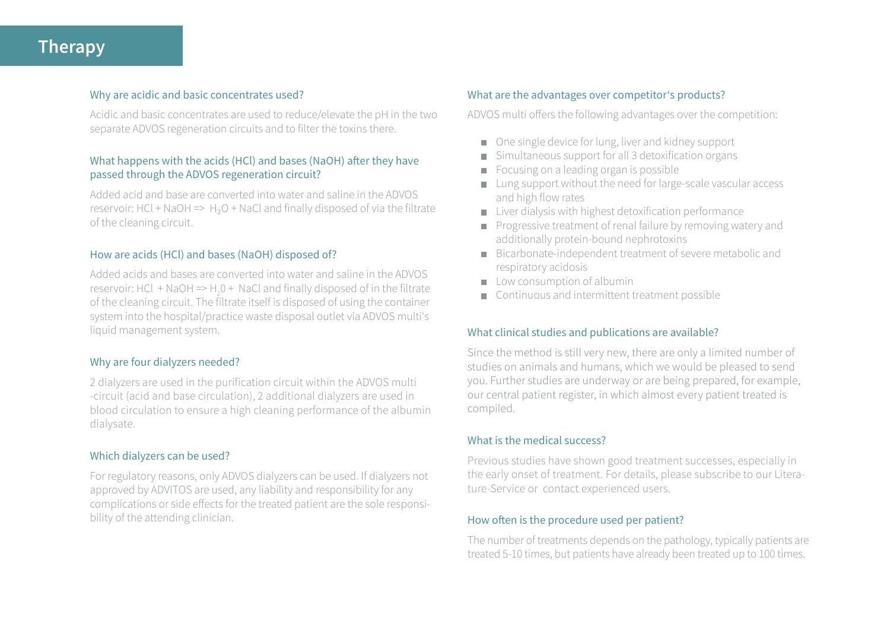# Therapy

### Why are acidic and basic concentrates used?

Acidic and basic concentrates are used to reduce/elevate the pH in the two separate ADVOS regeneration circuits and to filter the toxins there.

### What happens with the acids (HCl) and bases (NaOH) after they have passed through the ADVOS regeneration circuit?

Added acid and base are converted into water and saline in the ADVOS reservoir: $HCl + NaOH \Rightarrow H_2O + NaCl$ and finally disposed of via the filtrate of the cleaning circuit.

### How are acids (HCl) and bases (NaOH) disposed of?

Added acids and bases are converted into water and saline in the ADVOS reservoir: $HCl + NaOH \Rightarrow H_20 + NaCl$ and finally disposed of in the filtrate of the cleaning circuit. The filtrate itself is disposed of using the container system into the hospital/practice waste disposal outlet via ADVOS multi's liquid management system.

### Why are four dialyzers needed?

2 dialyzers are used in the purification circuit within the ADVOS multi -circuit (acid and base circulation), 2 additional dialyzers are used in blood circulation to ensure a high cleaning performance of the albumin dialysate.

### Which dialyzers can be used?

For regulatory reasons, only ADVOS dialyzers can be used. If dialyzers not approved by ADVITOS are used, any liability and responsibility for any complications or side effects for the treated patient are the sole responsibility of the attending clinician.

### What are the advantages over competitor's products?

ADVOS multi offers the following advantages over the competition:

- One single device for lung, liver and kidney support
- Simultaneous support for all 3 detoxification organs
- Focusing on a leading organ is possible
- Lung support without the need for large-scale vascular access and high flow rates
- Liver dialysis with highest detoxification performance
- Progressive treatment of renal failure by removing watery and additionally protein-bound nephrotoxins
- Bicarbonate-independent treatment of severe metabolic and respiratory acidosis
- Low consumption of albumin
- Continuous and intermittent treatment possible

### What clinical studies and publications are available?

Since the method is still very new, there are only a limited number of studies on animals and humans, which we would be pleased to send you. Further studies are underway or are being prepared, for example, our central patient register, in which almost every patient treated is compiled.

### What is the medical success?

Previous studies have shown good treatment successes, especially in the early onset of treatment. For details, please subscribe to our Literature-Service or contact experienced users.

### How often is the procedure used per patient?

The number of treatments depends on the pathology, typically patients are treated 5-10 times, but patients have already been treated up to 100 times.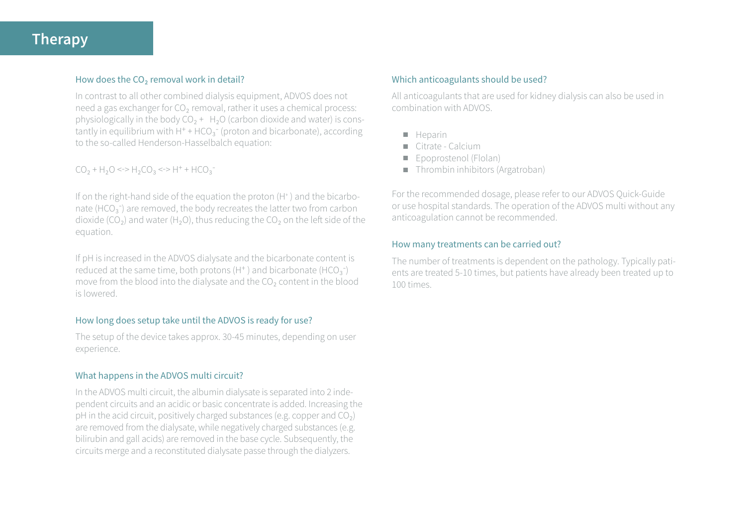# Therapy

### How does the $CO_2$ removal work in detail?

In contrast to all other combined dialysis equipment, ADVOS does not need a gas exchanger for $CO_2$ removal, rather it uses a chemical process: physiologically in the body $CO_2$ + $H_2O$ (carbon dioxide and water) is constantly in equilibrium with $H^+$ + $HCO_3^-$ (proton and bicarbonate), according to the so-called Henderson-Hasselbalch equation:

$$CO_2 + H_2O <-> H_2CO_3 <-> H^+ + HCO_3^-$$

If on the right-hand side of the equation the proton ($H^+$) and the bicarbonate ($HCO_3^-$) are removed, the body recreates the latter two from carbon dioxide ($CO_2$) and water ($H_2O$), thus reducing the $CO_2$ on the left side of the equation.

If pH is increased in the ADVOS dialysate and the bicarbonate content is reduced at the same time, both protons ($H^+$) and bicarbonate ($HCO_3^-$) move from the blood into the dialysate and the $CO_2$ content in the blood is lowered.

### How long does setup take until the ADVOS is ready for use?

The setup of the device takes approx. 30-45 minutes, depending on user experience.

### What happens in the ADVOS multi circuit?

In the ADVOS multi circuit, the albumin dialysate is separated into 2 independent circuits and an acidic or basic concentrate is added. Increasing the pH in the acid circuit, positively charged substances (e.g. copper and $CO_2$) are removed from the dialysate, while negatively charged substances (e.g. bilirubin and gall acids) are removed in the base cycle. Subsequently, the circuits merge and a reconstituted dialysate passe through the dialyzers.

### Which anticoagulants should be used?

All anticoagulants that are used for kidney dialysis can also be used in combination with ADVOS.

- Heparin
- Citrate - Calcium
- Epoprostenol (Flolan)
- Thrombin inhibitors (Argatroban)

For the recommended dosage, please refer to our ADVOS Quick-Guide or use hospital standards. The operation of the ADVOS multi without any anticoagulation cannot be recommended.

### How many treatments can be carried out?

The number of treatments is dependent on the pathology. Typically patients are treated 5-10 times, but patients have already been treated up to 100 times.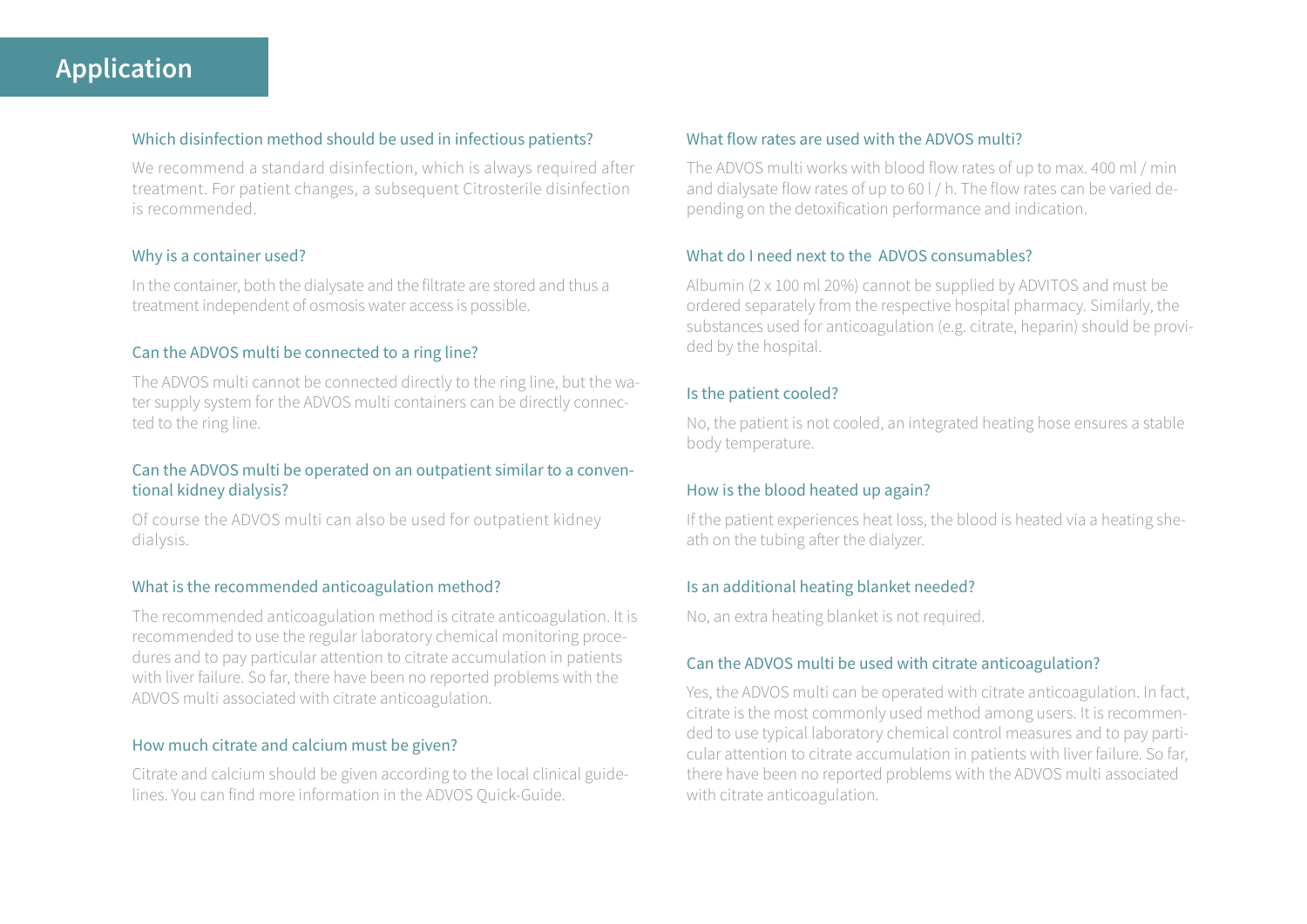# Application

### Which disinfection method should be used in infectious patients?

We recommend a standard disinfection, which is always required after treatment. For patient changes, a subsequent Citrosterile disinfection is recommended.

### Why is a container used?

In the container, both the dialysate and the filtrate are stored and thus a treatment independent of osmosis water access is possible.

### Can the ADVOS multi be connected to a ring line?

The ADVOS multi cannot be connected directly to the ring line, but the water supply system for the ADVOS multi containers can be directly connected to the ring line.

### Can the ADVOS multi be operated on an outpatient similar to a conventional kidney dialysis?

Of course the ADVOS multi can also be used for outpatient kidney dialysis.

### What is the recommended anticoagulation method?

The recommended anticoagulation method is citrate anticoagulation. It is recommended to use the regular laboratory chemical monitoring procedures and to pay particular attention to citrate accumulation in patients with liver failure. So far, there have been no reported problems with the ADVOS multi associated with citrate anticoagulation.

### How much citrate and calcium must be given?

Citrate and calcium should be given according to the local clinical guidelines. You can find more information in the ADVOS Quick-Guide.

### What flow rates are used with the ADVOS multi?

The ADVOS multi works with blood flow rates of up to max. 400 ml / min and dialysate flow rates of up to 60 l / h. The flow rates can be varied depending on the detoxification performance and indication.

### What do I need next to the ADVOS consumables?

Albumin (2 x 100 ml 20%) cannot be supplied by ADVITOS and must be ordered separately from the respective hospital pharmacy. Similarly, the substances used for anticoagulation (e.g. citrate, heparin) should be provided by the hospital.

### Is the patient cooled?

No, the patient is not cooled, an integrated heating hose ensures a stable body temperature.

### How is the blood heated up again?

If the patient experiences heat loss, the blood is heated via a heating sheath on the tubing after the dialyzer.

### Is an additional heating blanket needed?

No, an extra heating blanket is not required.

### Can the ADVOS multi be used with citrate anticoagulation?

Yes, the ADVOS multi can be operated with citrate anticoagulation. In fact, citrate is the most commonly used method among users. It is recommended to use typical laboratory chemical control measures and to pay particular attention to citrate accumulation in patients with liver failure. So far, there have been no reported problems with the ADVOS multi associated with citrate anticoagulation.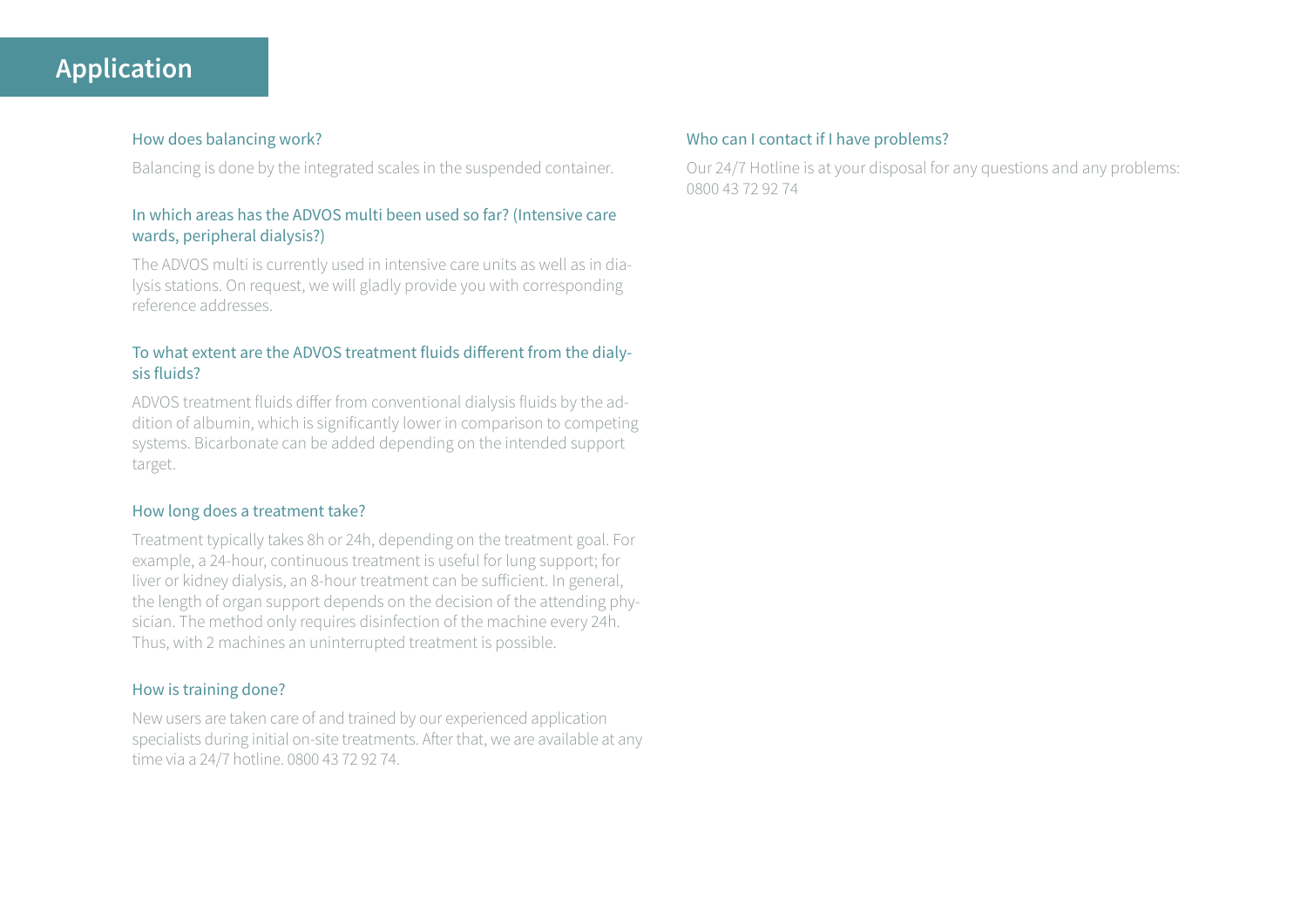# Application

### How does balancing work?

Balancing is done by the integrated scales in the suspended container.

### In which areas has the ADVOS multi been used so far? (Intensive care wards, peripheral dialysis?)

The ADVOS multi is currently used in intensive care units as well as in dialysis stations. On request, we will gladly provide you with corresponding reference addresses.

### To what extent are the ADVOS treatment fluids different from the dialysis fluids?

ADVOS treatment fluids differ from conventional dialysis fluids by the addition of albumin, which is significantly lower in comparison to competing systems. Bicarbonate can be added depending on the intended support target.

### How long does a treatment take?

Treatment typically takes 8h or 24h, depending on the treatment goal. For example, a 24-hour, continuous treatment is useful for lung support; for liver or kidney dialysis, an 8-hour treatment can be sufficient. In general, the length of organ support depends on the decision of the attending physician. The method only requires disinfection of the machine every 24h. Thus, with 2 machines an uninterrupted treatment is possible.

### How is training done?

New users are taken care of and trained by our experienced application specialists during initial on-site treatments. After that, we are available at any time via a 24/7 hotline. 0800 43 72 92 74.

### Who can I contact if I have problems?

Our 24/7 Hotline is at your disposal for any questions and any problems: 0800 43 72 92 74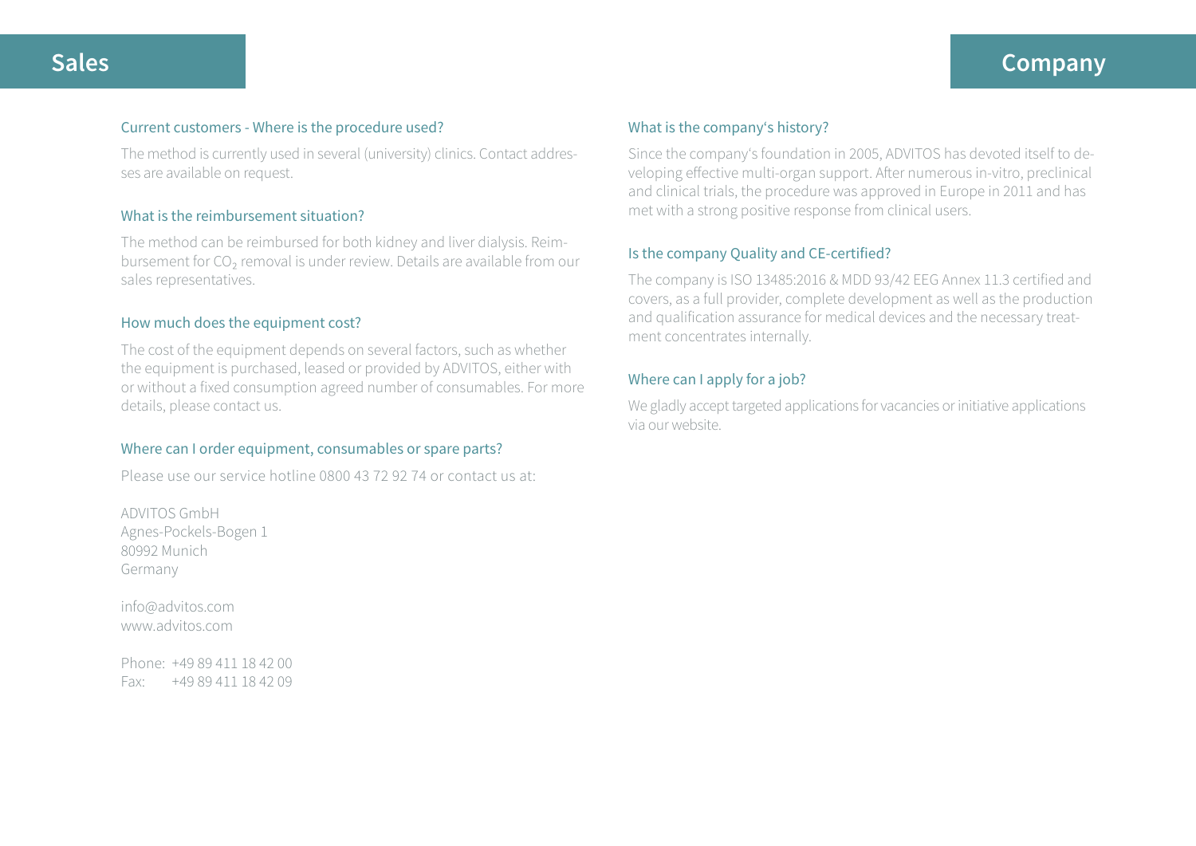## Sales

### Current customers - Where is the procedure used?

The method is currently used in several (university) clinics. Contact addresses are available on request.

### What is the reimbursement situation?

The method can be reimbursed for both kidney and liver dialysis. Reimbursement for $CO_2$ removal is under review. Details are available from our sales representatives.

### How much does the equipment cost?

The cost of the equipment depends on several factors, such as whether the equipment is purchased, leased or provided by ADVITOS, either with or without a fixed consumption agreed number of consumables. For more details, please contact us.

### Where can I order equipment, consumables or spare parts?

Please use our service hotline 0800 43 72 92 74 or contact us at:

ADVITOS GmbH
Agnes-Pockels-Bogen 1
80992 Munich
Germany

info@advitos.com
www.advitos.com

Phone: +49 89 411 18 42 00
Fax: +49 89 411 18 42 09

## Company

### What is the company's history?

Since the company's foundation in 2005, ADVITOS has devoted itself to developing effective multi-organ support. After numerous in-vitro, preclinical and clinical trials, the procedure was approved in Europe in 2011 and has met with a strong positive response from clinical users.

### Is the company Quality and CE-certified?

The company is ISO 13485:2016 & MDD 93/42 EEG Annex 11.3 certified and covers, as a full provider, complete development as well as the production and qualification assurance for medical devices and the necessary treatment concentrates internally.

### Where can I apply for a job?

We gladly accept targeted applications for vacancies or initiative applications via our website.